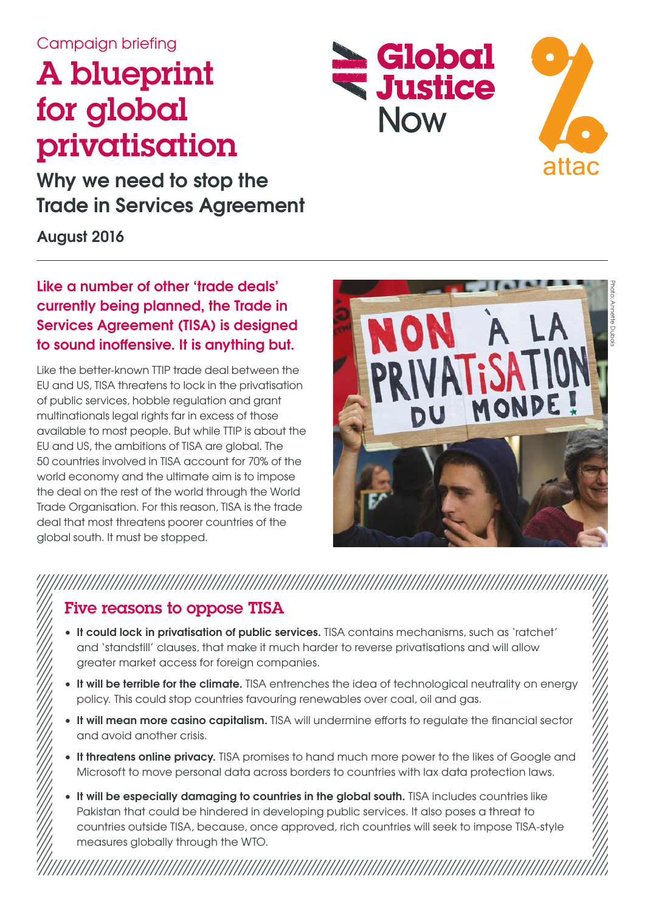Campaign briefing

# A blueprint for global privatisation

## Why we need to stop the Trade in Services Agreement

**August 2016**

Global Justice Now

attac

**Like a number of other 'trade deals' currently being planned, the Trade in Services Agreement (TISA) is designed to sound inoffensive. It is anything but.**

Like the better-known TTIP trade deal between the EU and US, TISA threatens to lock in the privatisation of public services, hobble regulation and grant multinationals legal rights far in excess of those available to most people. But while TTIP is about the EU and US, the ambitions of TISA are global. The 50 countries involved in TISA account for 70% of the world economy and the ultimate aim is to impose the deal on the rest of the world through the World Trade Organisation. For this reason, TISA is the trade deal that most threatens poorer countries of the global south. It must be stopped.

Photo: Annette Dubois

## Five reasons to oppose TISA

- **It could lock in privatisation of public services.** TISA contains mechanisms, such as 'ratchet' and 'standstill' clauses, that make it much harder to reverse privatisations and will allow greater market access for foreign companies.
- **It will be terrible for the climate.** TISA entrenches the idea of technological neutrality on energy policy. This could stop countries favouring renewables over coal, oil and gas.
- **It will mean more casino capitalism.** TISA will undermine efforts to regulate the financial sector and avoid another crisis.
- **It threatens online privacy.** TISA promises to hand much more power to the likes of Google and Microsoft to move personal data across borders to countries with lax data protection laws.
- **It will be especially damaging to countries in the global south.** TISA includes countries like Pakistan that could be hindered in developing public services. It also poses a threat to countries outside TISA, because, once approved, rich countries will seek to impose TISA-style measures globally through the WTO.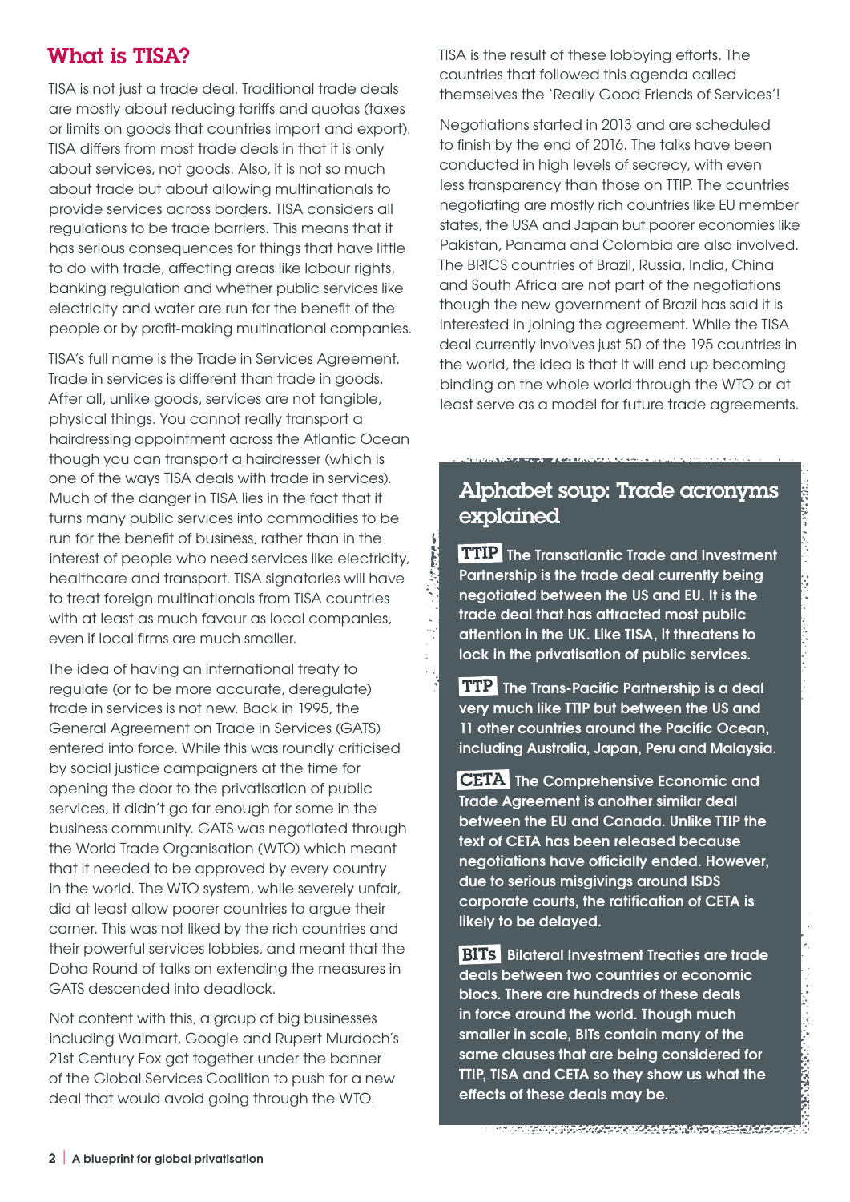## What is TISA?

TISA is not just a trade deal. Traditional trade deals are mostly about reducing tariffs and quotas (taxes or limits on goods that countries import and export). TISA differs from most trade deals in that it is only about services, not goods. Also, it is not so much about trade but about allowing multinationals to provide services across borders. TISA considers all regulations to be trade barriers. This means that it has serious consequences for things that have little to do with trade, affecting areas like labour rights, banking regulation and whether public services like electricity and water are run for the benefit of the people or by profit-making multinational companies.

TISA's full name is the Trade in Services Agreement. Trade in services is different than trade in goods. After all, unlike goods, services are not tangible, physical things. You cannot really transport a hairdressing appointment across the Atlantic Ocean though you can transport a hairdresser (which is one of the ways TISA deals with trade in services). Much of the danger in TISA lies in the fact that it turns many public services into commodities to be run for the benefit of business, rather than in the interest of people who need services like electricity, healthcare and transport. TISA signatories will have to treat foreign multinationals from TISA countries with at least as much favour as local companies, even if local firms are much smaller.

The idea of having an international treaty to regulate (or to be more accurate, deregulate) trade in services is not new. Back in 1995, the General Agreement on Trade in Services (GATS) entered into force. While this was roundly criticised by social justice campaigners at the time for opening the door to the privatisation of public services, it didn't go far enough for some in the business community. GATS was negotiated through the World Trade Organisation (WTO) which meant that it needed to be approved by every country in the world. The WTO system, while severely unfair, did at least allow poorer countries to argue their corner. This was not liked by the rich countries and their powerful services lobbies, and meant that the Doha Round of talks on extending the measures in GATS descended into deadlock.

Not content with this, a group of big businesses including Walmart, Google and Rupert Murdoch's 21st Century Fox got together under the banner of the Global Services Coalition to push for a new deal that would avoid going through the WTO.

TISA is the result of these lobbying efforts. The countries that followed this agenda called themselves the 'Really Good Friends of Services'!

Negotiations started in 2013 and are scheduled to finish by the end of 2016. The talks have been conducted in high levels of secrecy, with even less transparency than those on TTIP. The countries negotiating are mostly rich countries like EU member states, the USA and Japan but poorer economies like Pakistan, Panama and Colombia are also involved. The BRICS countries of Brazil, Russia, India, China and South Africa are not part of the negotiations though the new government of Brazil has said it is interested in joining the agreement. While the TISA deal currently involves just 50 of the 195 countries in the world, the idea is that it will end up becoming binding on the whole world through the WTO or at least serve as a model for future trade agreements.

### Alphabet soup: Trade acronyms explained

**TTIP** The Transatlantic Trade and Investment Partnership is the trade deal currently being negotiated between the US and EU. It is the trade deal that has attracted most public attention in the UK. Like TISA, it threatens to lock in the privatisation of public services.

**TTP** The Trans-Pacific Partnership is a deal very much like TTIP but between the US and 11 other countries around the Pacific Ocean, including Australia, Japan, Peru and Malaysia.

**CETA** The Comprehensive Economic and Trade Agreement is another similar deal between the EU and Canada. Unlike TTIP the text of CETA has been released because negotiations have officially ended. However, due to serious misgivings around ISDS corporate courts, the ratification of CETA is likely to be delayed.

**BITs** Bilateral Investment Treaties are trade deals between two countries or economic blocs. There are hundreds of these deals in force around the world. Though much smaller in scale, BITs contain many of the same clauses that are being considered for TTIP, TISA and CETA so they show us what the effects of these deals may be.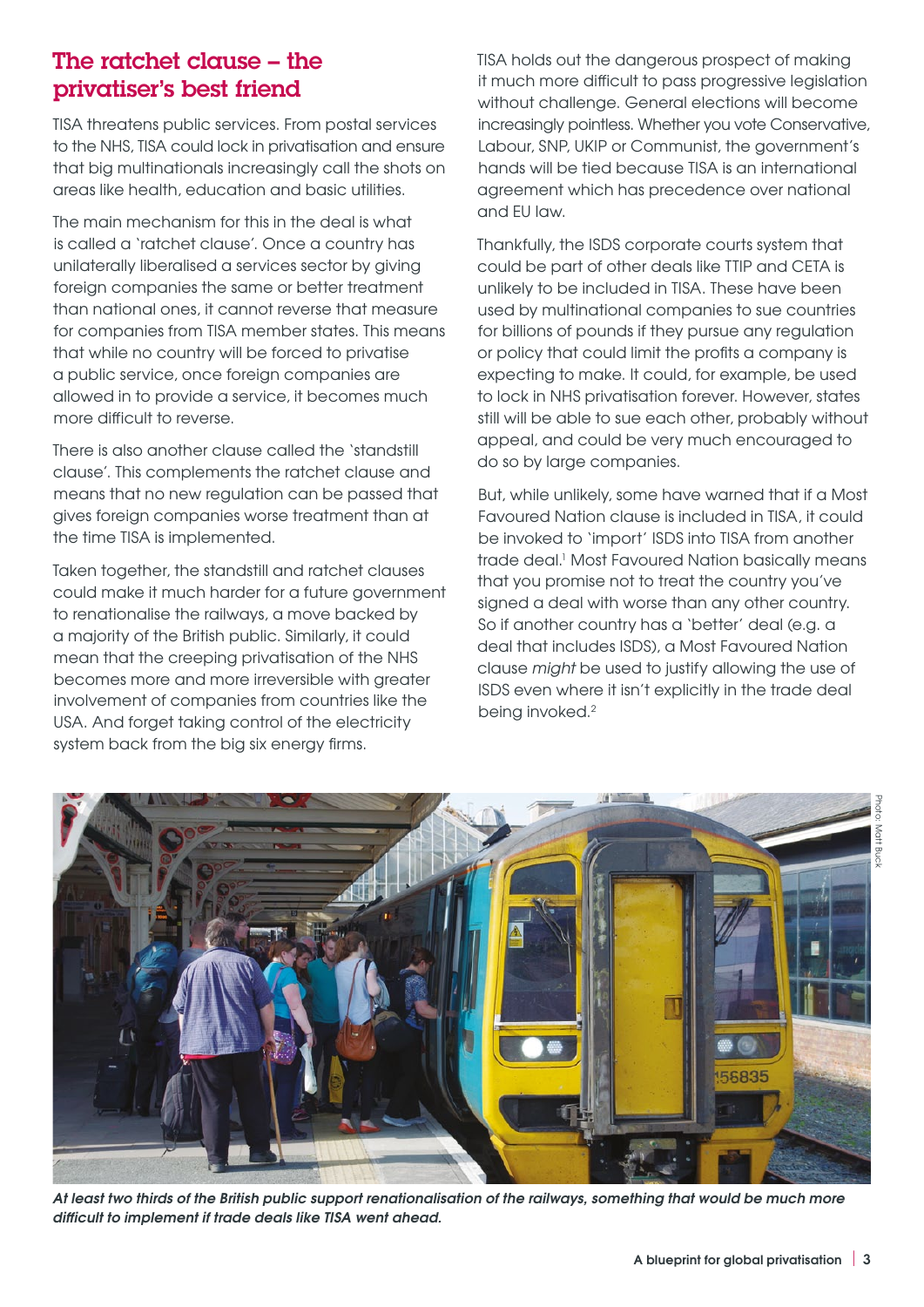## The ratchet clause – the privatiser's best friend

TISA threatens public services. From postal services to the NHS, TISA could lock in privatisation and ensure that big multinationals increasingly call the shots on areas like health, education and basic utilities.

The main mechanism for this in the deal is what is called a 'ratchet clause'. Once a country has unilaterally liberalised a services sector by giving foreign companies the same or better treatment than national ones, it cannot reverse that measure for companies from TISA member states. This means that while no country will be forced to privatise a public service, once foreign companies are allowed in to provide a service, it becomes much more difficult to reverse.

There is also another clause called the 'standstill clause'. This complements the ratchet clause and means that no new regulation can be passed that gives foreign companies worse treatment than at the time TISA is implemented.

Taken together, the standstill and ratchet clauses could make it much harder for a future government to renationalise the railways, a move backed by a majority of the British public. Similarly, it could mean that the creeping privatisation of the NHS becomes more and more irreversible with greater involvement of companies from countries like the USA. And forget taking control of the electricity system back from the big six energy firms.

TISA holds out the dangerous prospect of making it much more difficult to pass progressive legislation without challenge. General elections will become increasingly pointless. Whether you vote Conservative, Labour, SNP, UKIP or Communist, the government's hands will be tied because TISA is an international agreement which has precedence over national and EU law.

Thankfully, the ISDS corporate courts system that could be part of other deals like TTIP and CETA is unlikely to be included in TISA. These have been used by multinational companies to sue countries for billions of pounds if they pursue any regulation or policy that could limit the profits a company is expecting to make. It could, for example, be used to lock in NHS privatisation forever. However, states still will be able to sue each other, probably without appeal, and could be very much encouraged to do so by large companies.

But, while unlikely, some have warned that if a Most Favoured Nation clause is included in TISA, it could be invoked to 'import' ISDS into TISA from another trade deal.[1] Most Favoured Nation basically means that you promise not to treat the country you've signed a deal with worse than any other country. So if another country has a 'better' deal (e.g. a deal that includes ISDS), a Most Favoured Nation clause *might* be used to justify allowing the use of ISDS even where it isn't explicitly in the trade deal being invoked.[2]

Photo: Matt Buck

***At least two thirds of the British public support renationalisation of the railways, something that would be much more difficult to implement if trade deals like TISA went ahead.***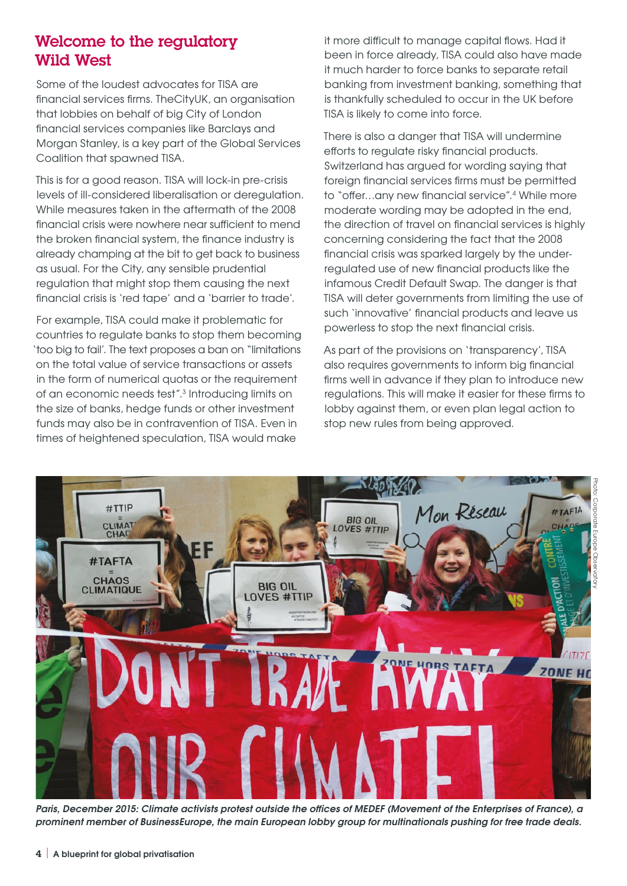## Welcome to the regulatory Wild West

Some of the loudest advocates for TISA are financial services firms. TheCityUK, an organisation that lobbies on behalf of big City of London financial services companies like Barclays and Morgan Stanley, is a key part of the Global Services Coalition that spawned TISA.

This is for a good reason. TISA will lock-in pre-crisis levels of ill-considered liberalisation or deregulation. While measures taken in the aftermath of the 2008 financial crisis were nowhere near sufficient to mend the broken financial system, the finance industry is already champing at the bit to get back to business as usual. For the City, any sensible prudential regulation that might stop them causing the next financial crisis is 'red tape' and a 'barrier to trade'.

For example, TISA could make it problematic for countries to regulate banks to stop them becoming 'too big to fail'. The text proposes a ban on "limitations on the total value of service transactions or assets in the form of numerical quotas or the requirement of an economic needs test".[3] Introducing limits on the size of banks, hedge funds or other investment funds may also be in contravention of TISA. Even in times of heightened speculation, TISA would make it more difficult to manage capital flows. Had it been in force already, TISA could also have made it much harder to force banks to separate retail banking from investment banking, something that is thankfully scheduled to occur in the UK before TISA is likely to come into force.

There is also a danger that TISA will undermine efforts to regulate risky financial products. Switzerland has argued for wording saying that foreign financial services firms must be permitted to "offer…any new financial service".[4] While more moderate wording may be adopted in the end, the direction of travel on financial services is highly concerning considering the fact that the 2008 financial crisis was sparked largely by the under-regulated use of new financial products like the infamous Credit Default Swap. The danger is that TISA will deter governments from limiting the use of such 'innovative' financial products and leave us powerless to stop the next financial crisis.

As part of the provisions on 'transparency', TISA also requires governments to inform big financial firms well in advance if they plan to introduce new regulations. This will make it easier for these firms to lobby against them, or even plan legal action to stop new rules from being approved.

Photo: Corporate Europe Observatory

*Paris, December 2015: Climate activists protest outside the offices of MEDEF (Movement of the Enterprises of France), a prominent member of BusinessEurope, the main European lobby group for multinationals pushing for free trade deals.*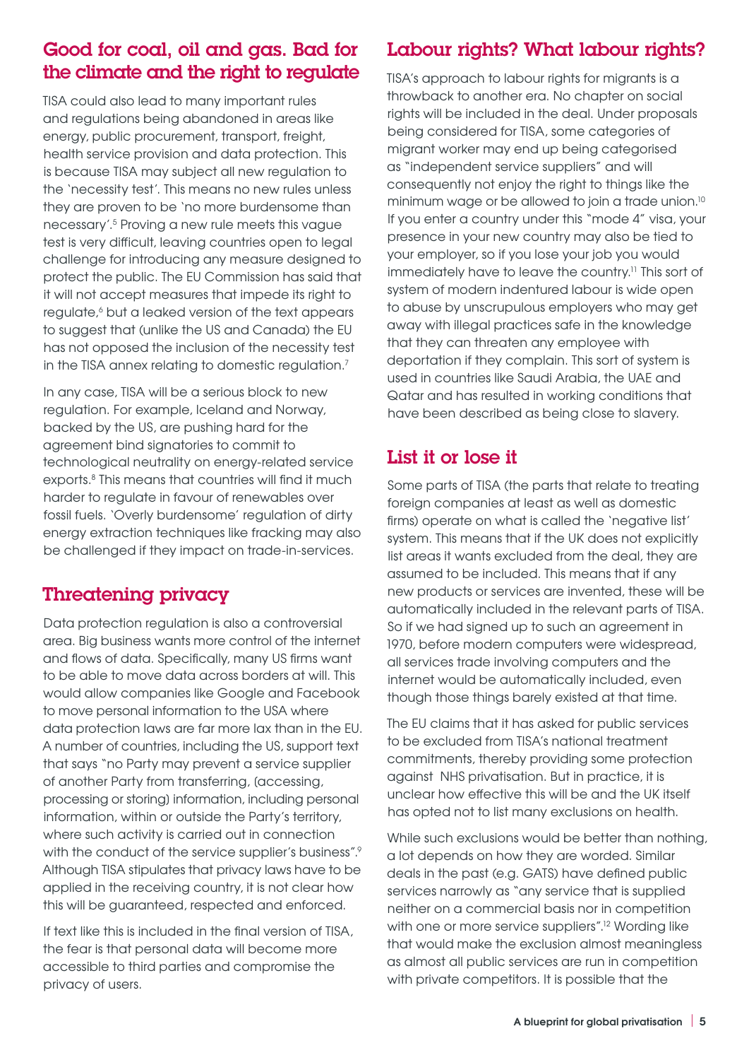## Good for coal, oil and gas. Bad for the climate and the right to regulate

TISA could also lead to many important rules and regulations being abandoned in areas like energy, public procurement, transport, freight, health service provision and data protection. This is because TISA may subject all new regulation to the 'necessity test'. This means no new rules unless they are proven to be 'no more burdensome than necessary'.[5] Proving a new rule meets this vague test is very difficult, leaving countries open to legal challenge for introducing any measure designed to protect the public. The EU Commission has said that it will not accept measures that impede its right to regulate,[6] but a leaked version of the text appears to suggest that (unlike the US and Canada) the EU has not opposed the inclusion of the necessity test in the TISA annex relating to domestic regulation.[7]

In any case, TISA will be a serious block to new regulation. For example, Iceland and Norway, backed by the US, are pushing hard for the agreement bind signatories to commit to technological neutrality on energy-related service exports.[8] This means that countries will find it much harder to regulate in favour of renewables over fossil fuels. 'Overly burdensome' regulation of dirty energy extraction techniques like fracking may also be challenged if they impact on trade-in-services.

## Threatening privacy

Data protection regulation is also a controversial area. Big business wants more control of the internet and flows of data. Specifically, many US firms want to be able to move data across borders at will. This would allow companies like Google and Facebook to move personal information to the USA where data protection laws are far more lax than in the EU. A number of countries, including the US, support text that says "no Party may prevent a service supplier of another Party from transferring, (accessing, processing or storing) information, including personal information, within or outside the Party's territory, where such activity is carried out in connection with the conduct of the service supplier's business".[9] Although TISA stipulates that privacy laws have to be applied in the receiving country, it is not clear how this will be guaranteed, respected and enforced.

If text like this is included in the final version of TISA, the fear is that personal data will become more accessible to third parties and compromise the privacy of users.

## Labour rights? What labour rights?

TISA's approach to labour rights for migrants is a throwback to another era. No chapter on social rights will be included in the deal. Under proposals being considered for TISA, some categories of migrant worker may end up being categorised as "independent service suppliers" and will consequently not enjoy the right to things like the minimum wage or be allowed to join a trade union.[10] If you enter a country under this "mode 4" visa, your presence in your new country may also be tied to your employer, so if you lose your job you would immediately have to leave the country.[11] This sort of system of modern indentured labour is wide open to abuse by unscrupulous employers who may get away with illegal practices safe in the knowledge that they can threaten any employee with deportation if they complain. This sort of system is used in countries like Saudi Arabia, the UAE and Qatar and has resulted in working conditions that have been described as being close to slavery.

## List it or lose it

Some parts of TISA (the parts that relate to treating foreign companies at least as well as domestic firms) operate on what is called the 'negative list' system. This means that if the UK does not explicitly list areas it wants excluded from the deal, they are assumed to be included. This means that if any new products or services are invented, these will be automatically included in the relevant parts of TISA. So if we had signed up to such an agreement in 1970, before modern computers were widespread, all services trade involving computers and the internet would be automatically included, even though those things barely existed at that time.

The EU claims that it has asked for public services to be excluded from TISA's national treatment commitments, thereby providing some protection against NHS privatisation. But in practice, it is unclear how effective this will be and the UK itself has opted not to list many exclusions on health.

While such exclusions would be better than nothing, a lot depends on how they are worded. Similar deals in the past (e.g. GATS) have defined public services narrowly as "any service that is supplied neither on a commercial basis nor in competition with one or more service suppliers".[12] Wording like that would make the exclusion almost meaningless as almost all public services are run in competition with private competitors. It is possible that the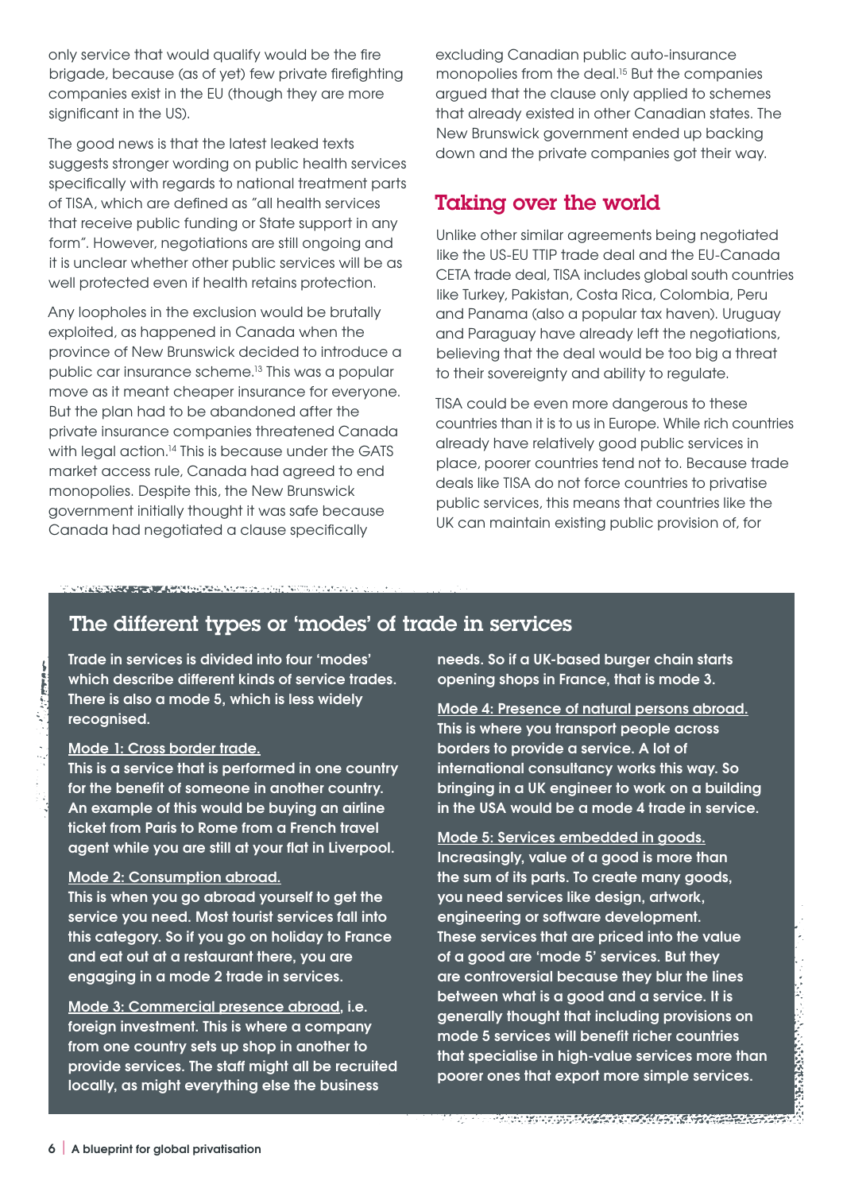only service that would qualify would be the fire brigade, because (as of yet) few private firefighting companies exist in the EU (though they are more significant in the US).

The good news is that the latest leaked texts suggests stronger wording on public health services specifically with regards to national treatment parts of TISA, which are defined as "all health services that receive public funding or State support in any form". However, negotiations are still ongoing and it is unclear whether other public services will be as well protected even if health retains protection.

Any loopholes in the exclusion would be brutally exploited, as happened in Canada when the province of New Brunswick decided to introduce a public car insurance scheme.[13] This was a popular move as it meant cheaper insurance for everyone. But the plan had to be abandoned after the private insurance companies threatened Canada with legal action.[14] This is because under the GATS market access rule, Canada had agreed to end monopolies. Despite this, the New Brunswick government initially thought it was safe because Canada had negotiated a clause specifically excluding Canadian public auto-insurance monopolies from the deal.[15] But the companies argued that the clause only applied to schemes that already existed in other Canadian states. The New Brunswick government ended up backing down and the private companies got their way.

## Taking over the world

Unlike other similar agreements being negotiated like the US-EU TTIP trade deal and the EU-Canada CETA trade deal, TISA includes global south countries like Turkey, Pakistan, Costa Rica, Colombia, Peru and Panama (also a popular tax haven). Uruguay and Paraguay have already left the negotiations, believing that the deal would be too big a threat to their sovereignty and ability to regulate.

TISA could be even more dangerous to these countries than it is to us in Europe. While rich countries already have relatively good public services in place, poorer countries tend not to. Because trade deals like TISA do not force countries to privatise public services, this means that countries like the UK can maintain existing public provision of, for

### The different types or 'modes' of trade in services

**Trade in services is divided into four 'modes' which describe different kinds of service trades. There is also a mode 5, which is less widely recognised.**

**Mode 1: Cross border trade.**
**This is a service that is performed in one country for the benefit of someone in another country. An example of this would be buying an airline ticket from Paris to Rome from a French travel agent while you are still at your flat in Liverpool.**

**Mode 2: Consumption abroad.**
**This is when you go abroad yourself to get the service you need. Most tourist services fall into this category. So if you go on holiday to France and eat out at a restaurant there, you are engaging in a mode 2 trade in services.**

**Mode 3: Commercial presence abroad, i.e. foreign investment. This is where a company from one country sets up shop in another to provide services. The staff might all be recruited locally, as might everything else the business needs. So if a UK-based burger chain starts opening shops in France, that is mode 3.**

**Mode 4: Presence of natural persons abroad.**
**This is where you transport people across borders to provide a service. A lot of international consultancy works this way. So bringing in a UK engineer to work on a building in the USA would be a mode 4 trade in service.**

**Mode 5: Services embedded in goods.**
**Increasingly, value of a good is more than the sum of its parts. To create many goods, you need services like design, artwork, engineering or software development. These services that are priced into the value of a good are 'mode 5' services. But they are controversial because they blur the lines between what is a good and a service. It is generally thought that including provisions on mode 5 services will benefit richer countries that specialise in high-value services more than poorer ones that export more simple services.**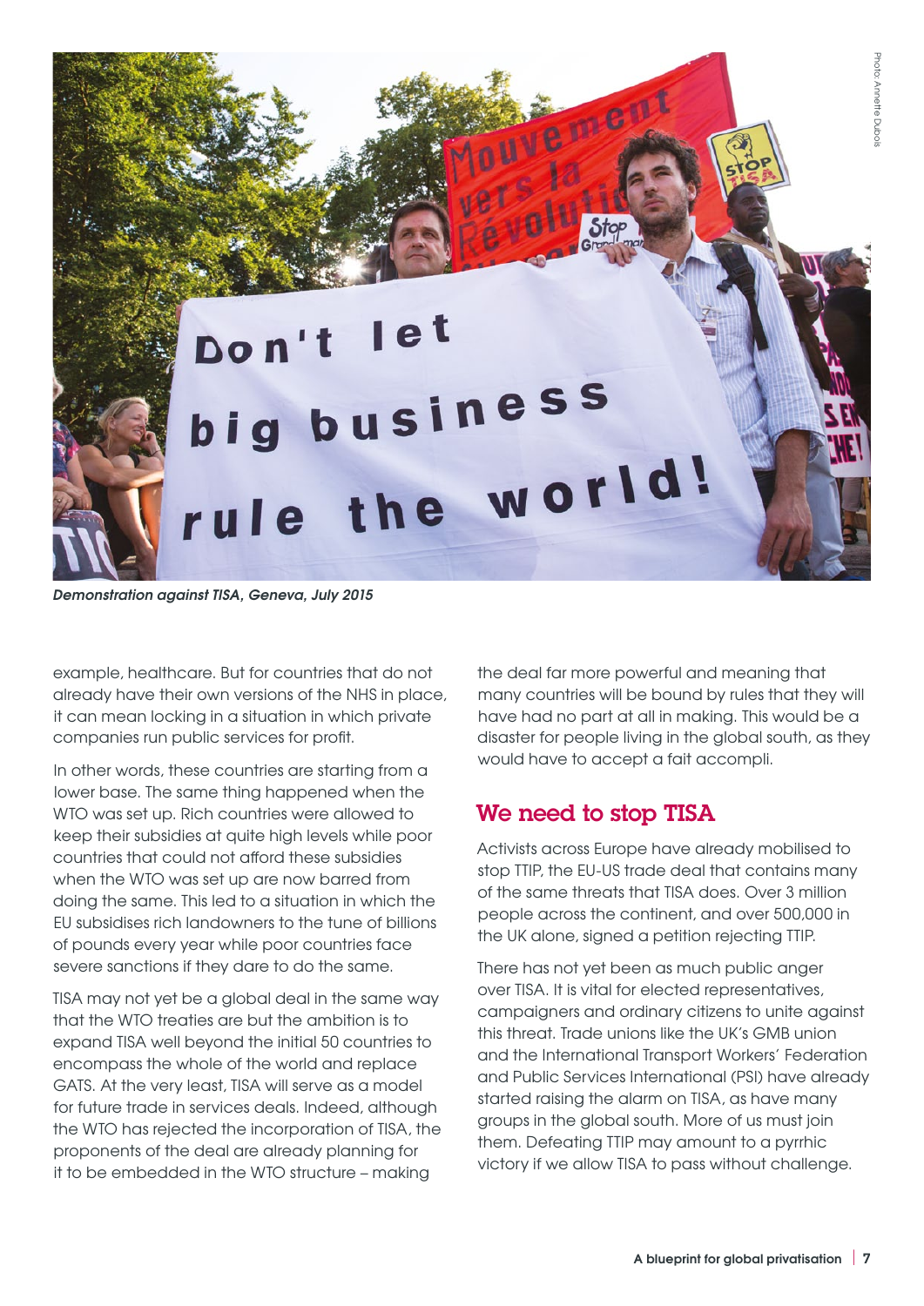*Demonstration against TISA, Geneva, July 2015*

example, healthcare. But for countries that do not already have their own versions of the NHS in place, it can mean locking in a situation in which private companies run public services for profit.

In other words, these countries are starting from a lower base. The same thing happened when the WTO was set up. Rich countries were allowed to keep their subsidies at quite high levels while poor countries that could not afford these subsidies when the WTO was set up are now barred from doing the same. This led to a situation in which the EU subsidises rich landowners to the tune of billions of pounds every year while poor countries face severe sanctions if they dare to do the same.

TISA may not yet be a global deal in the same way that the WTO treaties are but the ambition is to expand TISA well beyond the initial 50 countries to encompass the whole of the world and replace GATS. At the very least, TISA will serve as a model for future trade in services deals. Indeed, although the WTO has rejected the incorporation of TISA, the proponents of the deal are already planning for it to be embedded in the WTO structure – making the deal far more powerful and meaning that many countries will be bound by rules that they will have had no part at all in making. This would be a disaster for people living in the global south, as they would have to accept a fait accompli.

## We need to stop TISA

Activists across Europe have already mobilised to stop TTIP, the EU-US trade deal that contains many of the same threats that TISA does. Over 3 million people across the continent, and over 500,000 in the UK alone, signed a petition rejecting TTIP.

There has not yet been as much public anger over TISA. It is vital for elected representatives, campaigners and ordinary citizens to unite against this threat. Trade unions like the UK's GMB union and the International Transport Workers' Federation and Public Services International (PSI) have already started raising the alarm on TISA, as have many groups in the global south. More of us must join them. Defeating TTIP may amount to a pyrrhic victory if we allow TISA to pass without challenge.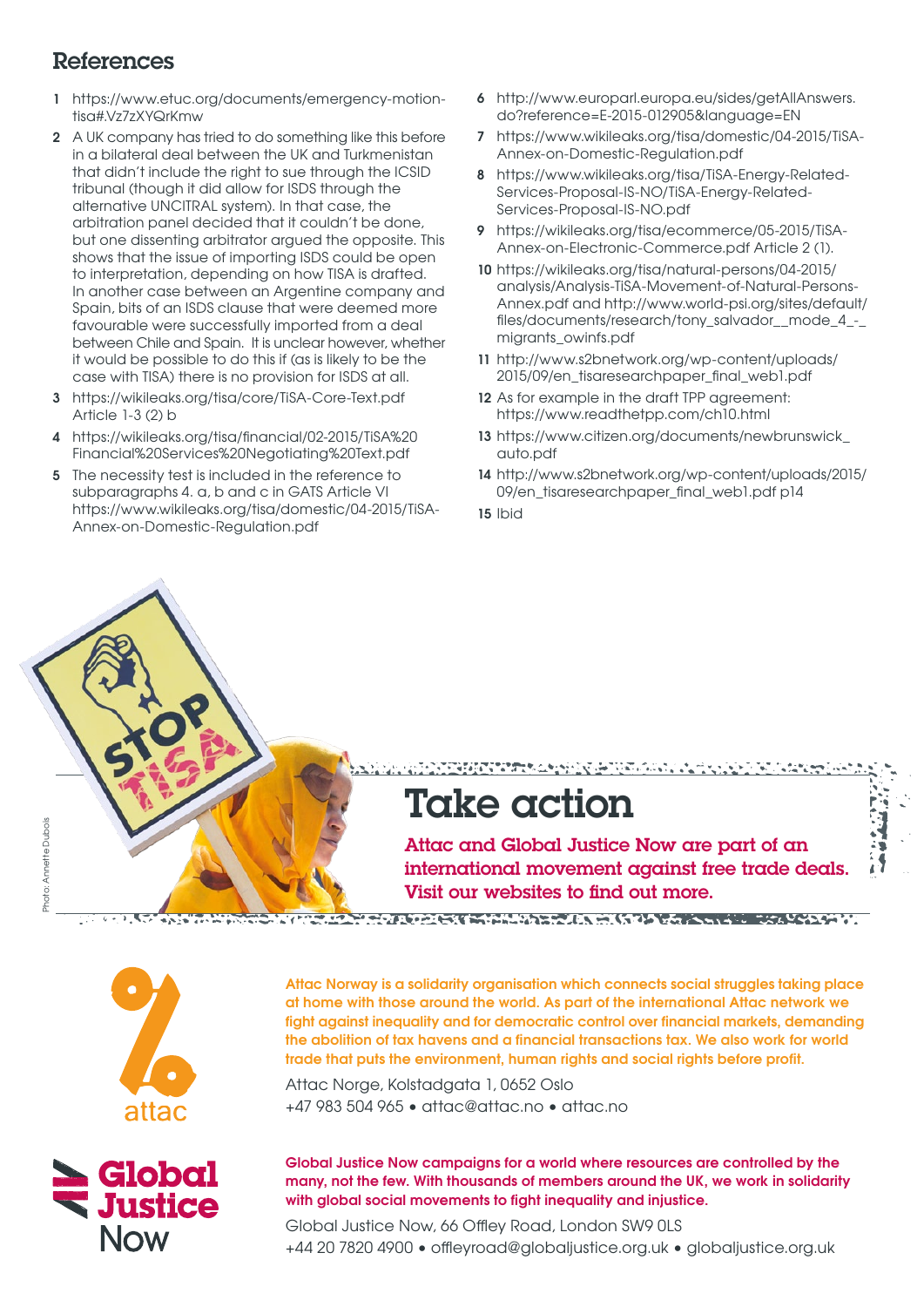## References

1. https://www.etuc.org/documents/emergency-motion-tisa#.Vz7zXYQrKmw
2. A UK company has tried to do something like this before in a bilateral deal between the UK and Turkmenistan that didn't include the right to sue through the ICSID tribunal (though it did allow for ISDS through the alternative UNCITRAL system). In that case, the arbitration panel decided that it couldn't be done, but one dissenting arbitrator argued the opposite. This shows that the issue of importing ISDS could be open to interpretation, depending on how TISA is drafted. In another case between an Argentine company and Spain, bits of an ISDS clause that were deemed more favourable were successfully imported from a deal between Chile and Spain. It is unclear however, whether it would be possible to do this if (as is likely to be the case with TISA) there is no provision for ISDS at all.
3. https://wikileaks.org/tisa/core/TiSA-Core-Text.pdf Article 1-3 (2) b
4. https://wikileaks.org/tisa/financial/02-2015/TiSA%20Financial%20Services%20Negotiating%20Text.pdf
5. The necessity test is included in the reference to subparagraphs 4. a, b and c in GATS Article VI https://www.wikileaks.org/tisa/domestic/04-2015/TiSA-Annex-on-Domestic-Regulation.pdf
6. http://www.europarl.europa.eu/sides/getAllAnswers.do?reference=E-2015-012905&language=EN
7. https://www.wikileaks.org/tisa/domestic/04-2015/TiSA-Annex-on-Domestic-Regulation.pdf
8. https://www.wikileaks.org/tisa/TiSA-Energy-Related-Services-Proposal-IS-NO/TiSA-Energy-Related-Services-Proposal-IS-NO.pdf
9. https://wikileaks.org/tisa/ecommerce/05-2015/TiSA-Annex-on-Electronic-Commerce.pdf Article 2 (1).
10. https://wikileaks.org/tisa/natural-persons/04-2015/analysis/Analysis-TiSA-Movement-of-Natural-Persons-Annex.pdf and http://www.world-psi.org/sites/default/files/documents/research/tony_salvador__mode_4_-_migrants_owinfs.pdf
11. http://www.s2bnetwork.org/wp-content/uploads/2015/09/en_tisaresearchpaper_final_web1.pdf
12. As for example in the draft TPP agreement: https://www.readthetpp.com/ch10.html
13. https://www.citizen.org/documents/newbrunswick_auto.pdf
14. http://www.s2bnetwork.org/wp-content/uploads/2015/09/en_tisaresearchpaper_final_web1.pdf p14
15. Ibid

Photo: Annette Dubois

# Take action

**Attac and Global Justice Now are part of an international movement against free trade deals. Visit our websites to find out more.**

attac

**Attac Norway is a solidarity organisation which connects social struggles taking place at home with those around the world. As part of the international Attac network we fight against inequality and for democratic control over financial markets, demanding the abolition of tax havens and a financial transactions tax. We also work for world trade that puts the environment, human rights and social rights before profit.**

Attac Norge, Kolstadgata 1, 0652 Oslo
+47 983 504 965 • attac@attac.no • attac.no

Global Justice Now

**Global Justice Now campaigns for a world where resources are controlled by the many, not the few. With thousands of members around the UK, we work in solidarity with global social movements to fight inequality and injustice.**

Global Justice Now, 66 Offley Road, London SW9 0LS
+44 20 7820 4900 • offleyroad@globaljustice.org.uk • globaljustice.org.uk